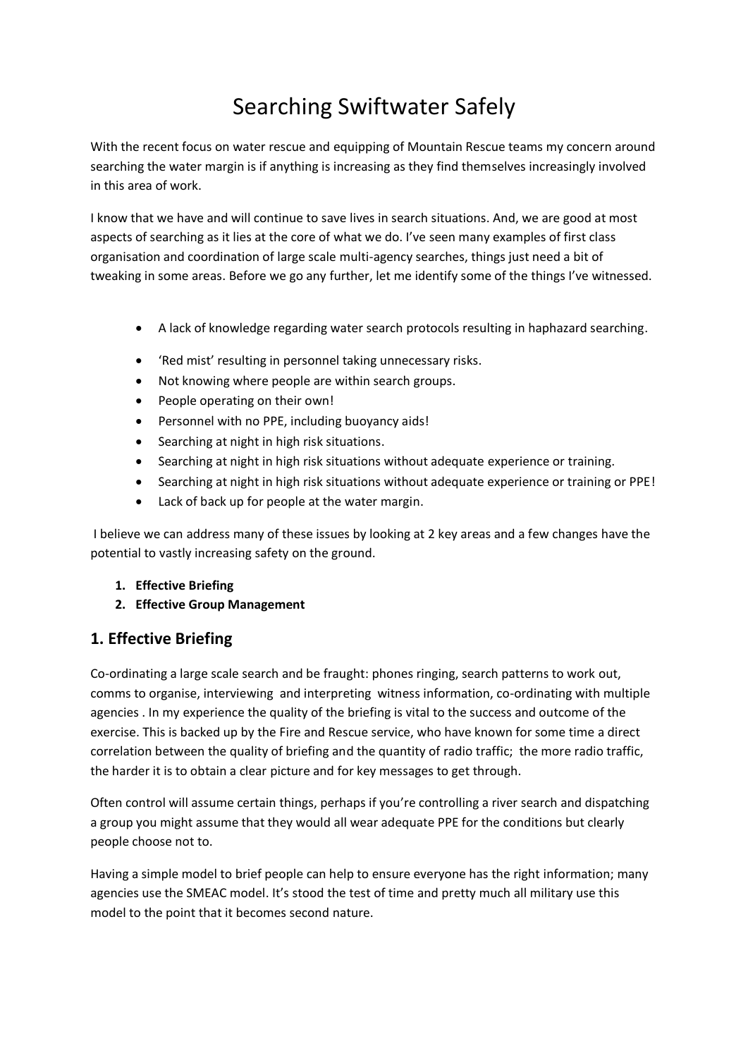# Searching Swiftwater Safely

With the recent focus on water rescue and equipping of Mountain Rescue teams my concern around searching the water margin is if anything is increasing as they find themselves increasingly involved in this area of work.

I know that we have and will continue to save lives in search situations. And, we are good at most aspects of searching as it lies at the core of what we do. I've seen many examples of first class organisation and coordination of large scale multi-agency searches, things just need a bit of tweaking in some areas. Before we go any further, let me identify some of the things I've witnessed.

- A lack of knowledge regarding water search protocols resulting in haphazard searching.
- 'Red mist' resulting in personnel taking unnecessary risks.
- Not knowing where people are within search groups.
- People operating on their own!
- Personnel with no PPE, including buoyancy aids!
- Searching at night in high risk situations.
- Searching at night in high risk situations without adequate experience or training.
- Searching at night in high risk situations without adequate experience or training or PPE!
- Lack of back up for people at the water margin.

I believe we can address many of these issues by looking at 2 key areas and a few changes have the potential to vastly increasing safety on the ground.

1. **Effective Briefing**
2. **Effective Group Management**

## 1. Effective Briefing

Co-ordinating a large scale search and be fraught: phones ringing, search patterns to work out, comms to organise, interviewing and interpreting witness information, co-ordinating with multiple agencies . In my experience the quality of the briefing is vital to the success and outcome of the exercise. This is backed up by the Fire and Rescue service, who have known for some time a direct correlation between the quality of briefing and the quantity of radio traffic; the more radio traffic, the harder it is to obtain a clear picture and for key messages to get through.

Often control will assume certain things, perhaps if you're controlling a river search and dispatching a group you might assume that they would all wear adequate PPE for the conditions but clearly people choose not to.

Having a simple model to brief people can help to ensure everyone has the right information; many agencies use the SMEAC model. It's stood the test of time and pretty much all military use this model to the point that it becomes second nature.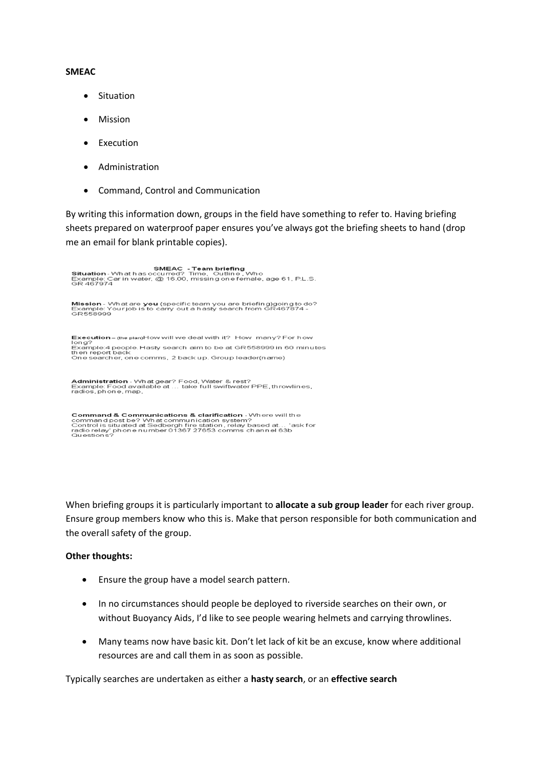**SMEAC**

- Situation
- Mission
- Execution
- Administration
- Command, Control and Communication

By writing this information down, groups in the field have something to refer to. Having briefing sheets prepared on waterproof paper ensures you've always got the briefing sheets to hand (drop me an email for blank printable copies).

**SMEAC - Team briefing**

**Situation** - What has occurred? Time, Outline, Who
Example: Car in water, @ 16.00, missing one female, age 61, P.L.S. GR 467974

**Mission** - What are **you** (specific team you are briefing) going to do?
Example: Your job is to carry out a hasty search from GR467874 - GR558999

**Execution** – (the plan) How will we deal with it? How many? For how long?
Example: 4 people. Hasty search aim to be at GR558999 in 60 minutes then report back
One searcher, one comms, 2 back up. Group leader (name)

**Administration** - What gear? Food, Water & rest?
Example: Food available at ... take full swiftwater PPE, throwlines, radios, phone, map,

**Command & Communications & clarification** - Where will the command post be? What communication system?
Control is situated at Sedbergh fire station, relay based at... 'ask for radio relay' phone number 01367 27653 comms channel 63b
Questions?

When briefing groups it is particularly important to **allocate a sub group leader** for each river group. Ensure group members know who this is. Make that person responsible for both communication and the overall safety of the group.

**Other thoughts:**

- Ensure the group have a model search pattern.
- In no circumstances should people be deployed to riverside searches on their own, or without Buoyancy Aids, I'd like to see people wearing helmets and carrying throwlines.
- Many teams now have basic kit. Don't let lack of kit be an excuse, know where additional resources are and call them in as soon as possible.

Typically searches are undertaken as either a **hasty search**, or an **effective search**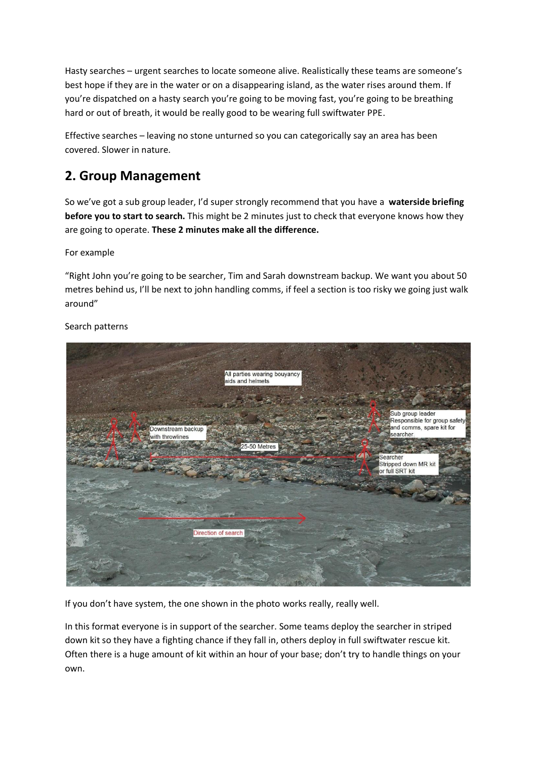Hasty searches – urgent searches to locate someone alive. Realistically these teams are someone's best hope if they are in the water or on a disappearing island, as the water rises around them. If you're dispatched on a hasty search you're going to be moving fast, you're going to be breathing hard or out of breath, it would be really good to be wearing full swiftwater PPE.

Effective searches – leaving no stone unturned so you can categorically say an area has been covered. Slower in nature.

## 2. Group Management

So we've got a sub group leader, I'd super strongly recommend that you have a **waterside briefing before you to start to search.** This might be 2 minutes just to check that everyone knows how they are going to operate. **These 2 minutes make all the difference.**

For example

"Right John you're going to be searcher, Tim and Sarah downstream backup. We want you about 50 metres behind us, I'll be next to john handling comms, if feel a section is too risky we going just walk around"

Search patterns

If you don't have system, the one shown in the photo works really, really well.

In this format everyone is in support of the searcher. Some teams deploy the searcher in striped down kit so they have a fighting chance if they fall in, others deploy in full swiftwater rescue kit. Often there is a huge amount of kit within an hour of your base; don't try to handle things on your own.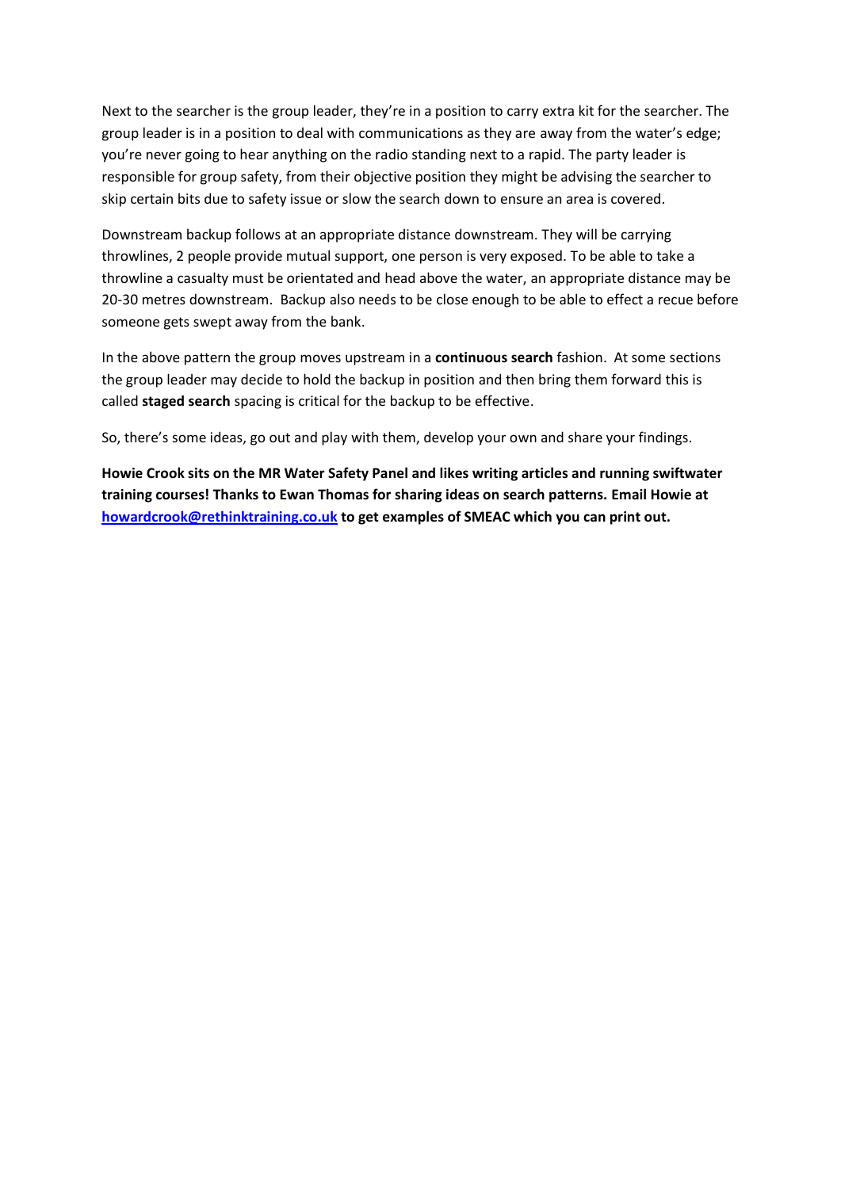Next to the searcher is the group leader, they're in a position to carry extra kit for the searcher. The group leader is in a position to deal with communications as they are away from the water's edge; you're never going to hear anything on the radio standing next to a rapid. The party leader is responsible for group safety, from their objective position they might be advising the searcher to skip certain bits due to safety issue or slow the search down to ensure an area is covered.

Downstream backup follows at an appropriate distance downstream. They will be carrying throwlines, 2 people provide mutual support, one person is very exposed. To be able to take a throwline a casualty must be orientated and head above the water, an appropriate distance may be 20-30 metres downstream. Backup also needs to be close enough to be able to effect a recue before someone gets swept away from the bank.

In the above pattern the group moves upstream in a **continuous search** fashion. At some sections the group leader may decide to hold the backup in position and then bring them forward this is called **staged search** spacing is critical for the backup to be effective.

So, there's some ideas, go out and play with them, develop your own and share your findings.

**Howie Crook sits on the MR Water Safety Panel and likes writing articles and running swiftwater training courses! Thanks to Ewan Thomas for sharing ideas on search patterns. Email Howie at [howardcrook@rethinktraining.co.uk](mailto:howardcrook@rethinktraining.co.uk) to get examples of SMEAC which you can print out.**